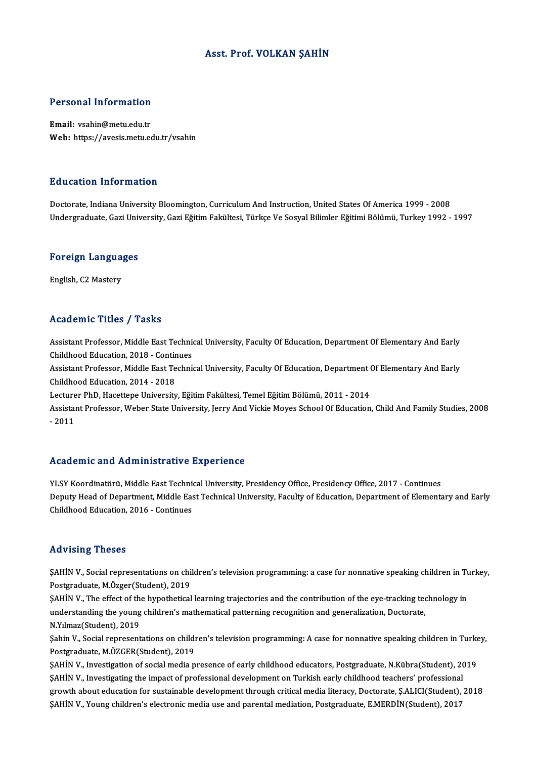# Asst. Prof. VOLKAN ŞAHİN

## Personal Information

**Email:** vsahin@metu.edu.tr
**Web:** https://avesis.metu.edu.tr/vsahin

## Education Information

Doctorate, Indiana University Bloomington, Curriculum And Instruction, United States Of America 1999 - 2008
Undergraduate, Gazi University, Gazi Eğitim Fakültesi, Türkçe Ve Sosyal Bilimler Eğitimi Bölümü, Turkey 1992 - 1997

## Foreign Languages

English, C2 Mastery

## Academic Titles / Tasks

Assistant Professor, Middle East Technical University, Faculty Of Education, Department Of Elementary And Early Childhood Education, 2018 - Continues
Assistant Professor, Middle East Technical University, Faculty Of Education, Department Of Elementary And Early Childhood Education, 2014 - 2018
Lecturer PhD, Hacettepe University, Eğitim Fakültesi, Temel Eğitim Bölümü, 2011 - 2014
Assistant Professor, Weber State University, Jerry And Vickie Moyes School Of Education, Child And Family Studies, 2008 - 2011

## Academic and Administrative Experience

YLSY Koordinatörü, Middle East Technical University, Presidency Office, Presidency Office, 2017 - Continues
Deputy Head of Department, Middle East Technical University, Faculty of Education, Department of Elementary and Early Childhood Education, 2016 - Continues

## Advising Theses

ŞAHİN V., Social representations on children's television programming: a case for nonnative speaking children in Turkey, Postgraduate, M.Özger(Student), 2019
ŞAHİN V., The effect of the hypothetical learning trajectories and the contribution of the eye-tracking technology in understanding the young children's mathematical patterning recognition and generalization, Doctorate, N.Yılmaz(Student), 2019
Şahin V., Social representations on children's television programming: A case for nonnative speaking children in Turkey, Postgraduate, M.ÖZGER(Student), 2019
ŞAHİN V., Investigation of social media presence of early childhood educators, Postgraduate, N.Kübra(Student), 2019
ŞAHİN V., Investigating the impact of professional development on Turkish early childhood teachers' professional growth about education for sustainable development through critical media literacy, Doctorate, Ş.ALICI(Student), 2018
ŞAHİN V., Young children's electronic media use and parental mediation, Postgraduate, E.MERDİN(Student), 2017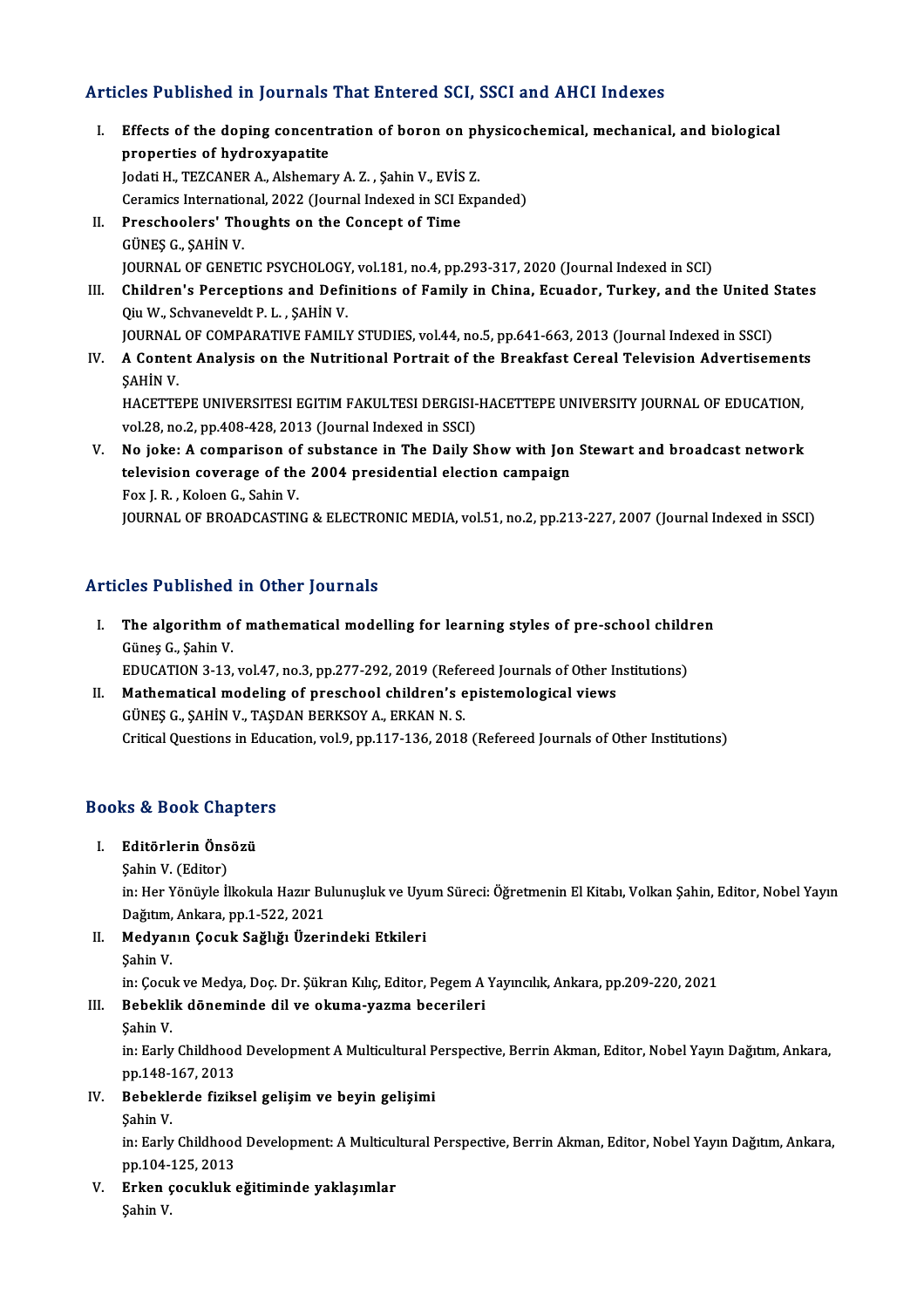## Articles Published in Journals That Entered SCI, SSCI and AHCI Indexes

I. **Effects of the doping concentration of boron on physicochemical, mechanical, and biological properties of hydroxyapatite**
   Jodati H., TEZCANER A., Alshemary A. Z. , Şahin V., EVİS Z.
   Ceramics International, 2022 (Journal Indexed in SCI Expanded)

II. **Preschoolers' Thoughts on the Concept of Time**
   GÜNEŞ G., ŞAHİN V.
   JOURNAL OF GENETIC PSYCHOLOGY, vol.181, no.4, pp.293-317, 2020 (Journal Indexed in SCI)

III. **Children's Perceptions and Definitions of Family in China, Ecuador, Turkey, and the United States**
   Qiu W., Schvaneveldt P. L. , ŞAHİN V.
   JOURNAL OF COMPARATIVE FAMILY STUDIES, vol.44, no.5, pp.641-663, 2013 (Journal Indexed in SSCI)

IV. **A Content Analysis on the Nutritional Portrait of the Breakfast Cereal Television Advertisements**
   ŞAHİN V.
   HACETTEPE UNIVERSITESI EGITIM FAKULTESI DERGISI-HACETTEPE UNIVERSITY JOURNAL OF EDUCATION, vol.28, no.2, pp.408-428, 2013 (Journal Indexed in SSCI)

V. **No joke: A comparison of substance in The Daily Show with Jon Stewart and broadcast network television coverage of the 2004 presidential election campaign**
   Fox J. R. , Koloen G., Sahin V.
   JOURNAL OF BROADCASTING & ELECTRONIC MEDIA, vol.51, no.2, pp.213-227, 2007 (Journal Indexed in SSCI)

## Articles Published in Other Journals

I. **The algorithm of mathematical modelling for learning styles of pre-school children**
   Güneş G., Şahin V.
   EDUCATION 3-13, vol.47, no.3, pp.277-292, 2019 (Refereed Journals of Other Institutions)

II. **Mathematical modeling of preschool children's epistemological views**
   GÜNEŞ G., ŞAHİN V., TAŞDAN BERKSOY A., ERKAN N. S.
   Critical Questions in Education, vol.9, pp.117-136, 2018 (Refereed Journals of Other Institutions)

## Books & Book Chapters

I. **Editörlerin Önsözü**
   Şahin V. (Editor)
   in: Her Yönüyle İlkokula Hazır Bulunuşluk ve Uyum Süreci: Öğretmenin El Kitabı, Volkan Şahin, Editor, Nobel Yayın Dağıtım, Ankara, pp.1-522, 2021

II. **Medyanın Çocuk Sağlığı Üzerindeki Etkileri**
   Şahin V.
   in: Çocuk ve Medya, Doç. Dr. Şükran Kılıç, Editor, Pegem A Yayıncılık, Ankara, pp.209-220, 2021

III. **Bebeklik döneminde dil ve okuma-yazma becerileri**
   Şahin V.
   in: Early Childhood Development A Multicultural Perspective, Berrin Akman, Editor, Nobel Yayın Dağıtım, Ankara, pp.148-167, 2013

IV. **Bebeklerde fiziksel gelişim ve beyin gelişimi**
   Şahin V.
   in: Early Childhood Development: A Multicultural Perspective, Berrin Akman, Editor, Nobel Yayın Dağıtım, Ankara, pp.104-125, 2013

V. **Erken çocukluk eğitiminde yaklaşımlar**
   Şahin V.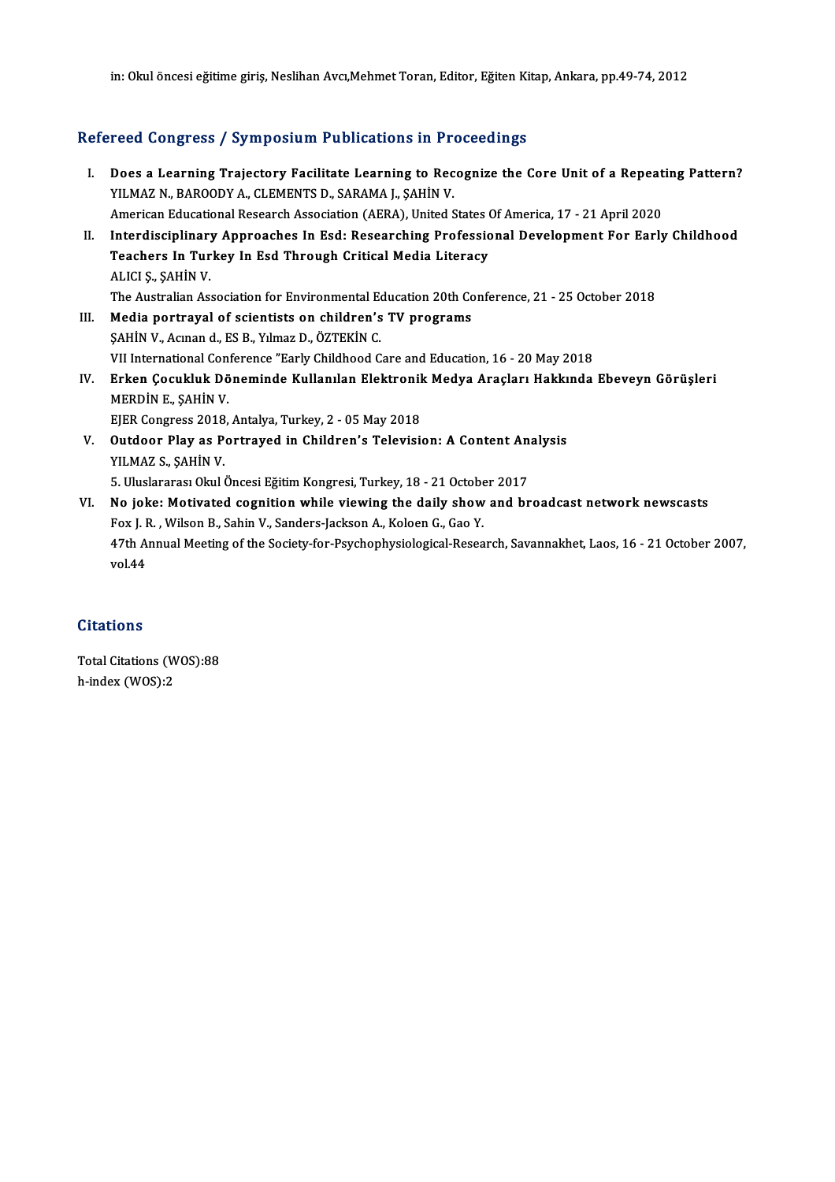in: Okul öncesi eğitime giriş, Neslihan Avcı,Mehmet Toran, Editor, Eğiten Kitap, Ankara, pp.49-74, 2012

## Refereed Congress / Symposium Publications in Proceedings

I. **Does a Learning Trajectory Facilitate Learning to Recognize the Core Unit of a Repeating Pattern?**
YILMAZ N., BAROODY A., CLEMENTS D., SARAMA J., ŞAHİN V.
American Educational Research Association (AERA), United States Of America, 17 - 21 April 2020

II. **Interdisciplinary Approaches In Esd: Researching Professional Development For Early Childhood Teachers In Turkey In Esd Through Critical Media Literacy**
ALICI Ş., ŞAHİN V.
The Australian Association for Environmental Education 20th Conference, 21 - 25 October 2018

III. **Media portrayal of scientists on children's TV programs**
ŞAHİN V., Acınan d., ES B., Yılmaz D., ÖZTEKİN C.
VII International Conference "Early Childhood Care and Education, 16 - 20 May 2018

IV. **Erken Çocukluk Döneminde Kullanılan Elektronik Medya Araçları Hakkında Ebeveyn Görüşleri**
MERDİN E., ŞAHİN V.
EJER Congress 2018, Antalya, Turkey, 2 - 05 May 2018

V. **Outdoor Play as Portrayed in Children's Television: A Content Analysis**
YILMAZ S., ŞAHİN V.
5. Uluslararası Okul Öncesi Eğitim Kongresi, Turkey, 18 - 21 October 2017

VI. **No joke: Motivated cognition while viewing the daily show and broadcast network newscasts**
Fox J. R. , Wilson B., Sahin V., Sanders-Jackson A., Koloen G., Gao Y.
47th Annual Meeting of the Society-for-Psychophysiological-Research, Savannakhet, Laos, 16 - 21 October 2007, vol.44

## Citations

Total Citations (WOS):88
h-index (WOS):2